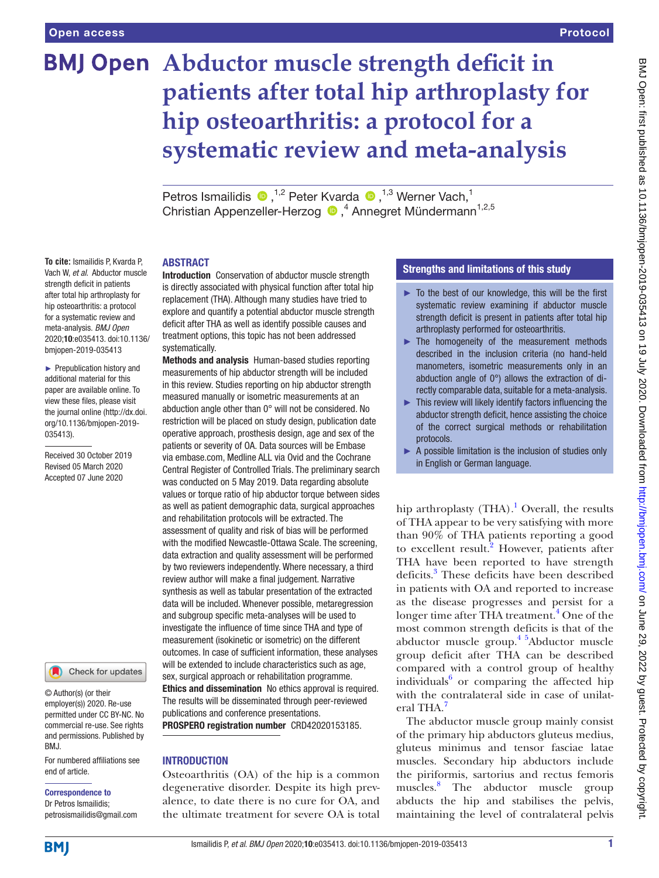Open access | Protocol

# Abductor muscle strength deficit in patients after total hip arthroplasty for hip osteoarthritis: a protocol for a systematic review and meta-analysis

Petros Ismailidis [1,2] Peter Kvarda [1,3] Werner Vach,[1] Christian Appenzeller-Herzog [4] Annegret Mündermann[1,2,5]

**To cite:** Ismailidis P, Kvarda P, Vach W, *et al*. Abductor muscle strength deficit in patients after total hip arthroplasty for hip osteoarthritis: a protocol for a systematic review and meta-analysis. *BMJ Open* 2020;**10**:e035413. doi:10.1136/bmjopen-2019-035413

► Prepublication history and additional material for this paper are available online. To view these files, please visit the journal online (http://dx.doi.org/10.1136/bmjopen-2019-035413).

Received 30 October 2019
Revised 05 March 2020
Accepted 07 June 2020

© Author(s) (or their employer(s)) 2020. Re-use permitted under CC BY-NC. No commercial re-use. See rights and permissions. Published by BMJ.

For numbered affiliations see end of article.

**Correspondence to**
Dr Petros Ismailidis; petrosismailidis@gmail.com

## ABSTRACT

**Introduction** Conservation of abductor muscle strength is directly associated with physical function after total hip replacement (THA). Although many studies have tried to explore and quantify a potential abductor muscle strength deficit after THA as well as identify possible causes and treatment options, this topic has not been addressed systematically.

**Methods and analysis** Human-based studies reporting measurements of hip abductor strength will be included in this review. Studies reporting on hip abductor strength measured manually or isometric measurements at an abduction angle other than 0° will not be considered. No restriction will be placed on study design, publication date operative approach, prosthesis design, age and sex of the patients or severity of OA. Data sources will be Embase via embase.com, Medline ALL via Ovid and the Cochrane Central Register of Controlled Trials. The preliminary search was conducted on 5 May 2019. Data regarding absolute values or torque ratio of hip abductor torque between sides as well as patient demographic data, surgical approaches and rehabilitation protocols will be extracted. The assessment of quality and risk of bias will be performed with the modified Newcastle-Ottawa Scale. The screening, data extraction and quality assessment will be performed by two reviewers independently. Where necessary, a third review author will make a final judgement. Narrative synthesis as well as tabular presentation of the extracted data will be included. Whenever possible, metaregression and subgroup specific meta-analyses will be used to investigate the influence of time since THA and type of measurement (isokinetic or isometric) on the different outcomes. In case of sufficient information, these analyses will be extended to include characteristics such as age, sex, surgical approach or rehabilitation programme.

**Ethics and dissemination** No ethics approval is required. The results will be disseminated through peer-reviewed publications and conference presentations.

**PROSPERO registration number** CRD42020153185.

### Strengths and limitations of this study

- ► To the best of our knowledge, this will be the first systematic review examining if abductor muscle strength deficit is present in patients after total hip arthroplasty performed for osteoarthritis.
- ► The homogeneity of the measurement methods described in the inclusion criteria (no hand-held manometers, isometric measurements only in an abduction angle of 0°) allows the extraction of directly comparable data, suitable for a meta-analysis.
- ► This review will likely identify factors influencing the abductor strength deficit, hence assisting the choice of the correct surgical methods or rehabilitation protocols.
- ► A possible limitation is the inclusion of studies only in English or German language.

## INTRODUCTION

Osteoarthritis (OA) of the hip is a common degenerative disorder. Despite its high prevalence, to date there is no cure for OA, and the ultimate treatment for severe OA is total hip arthroplasty (THA).[1] Overall, the results of THA appear to be very satisfying with more than 90% of THA patients reporting a good to excellent result.[2] However, patients after THA have been reported to have strength deficits.[3] These deficits have been described in patients with OA and reported to increase as the disease progresses and persist for a longer time after THA treatment.[4] One of the most common strength deficits is that of the abductor muscle group.[4 5] Abductor muscle group deficit after THA can be described compared with a control group of healthy individuals[6] or comparing the affected hip with the contralateral side in case of unilateral THA.[7]

The abductor muscle group mainly consist of the primary hip abductors gluteus medius, gluteus minimus and tensor fasciae latae muscles. Secondary hip abductors include the piriformis, sartorius and rectus femoris muscles.[8] The abductor muscle group abducts the hip and stabilises the pelvis, maintaining the level of contralateral pelvis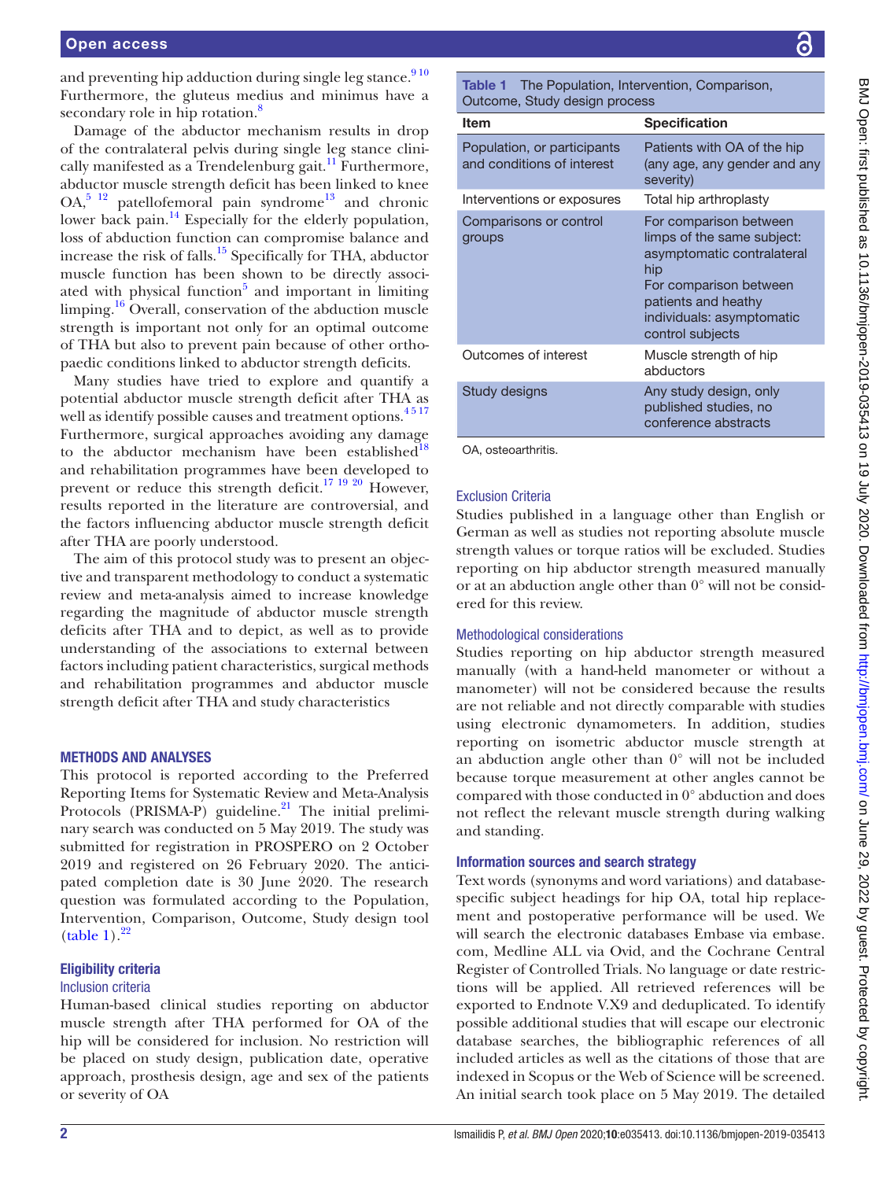and preventing hip adduction during single leg stance.[9,10] Furthermore, the gluteus medius and minimus have a secondary role in hip rotation.[8]

Damage of the abductor mechanism results in drop of the contralateral pelvis during single leg stance clinically manifested as a Trendelenburg gait.[11] Furthermore, abductor muscle strength deficit has been linked to knee OA,[5,12] patellofemoral pain syndrome[13] and chronic lower back pain.[14] Especially for the elderly population, loss of abduction function can compromise balance and increase the risk of falls.[15] Specifically for THA, abductor muscle function has been shown to be directly associated with physical function[5] and important in limiting limping.[16] Overall, conservation of the abduction muscle strength is important not only for an optimal outcome of THA but also to prevent pain because of other orthopaedic conditions linked to abductor strength deficits.

Many studies have tried to explore and quantify a potential abductor muscle strength deficit after THA as well as identify possible causes and treatment options.[4,5,17] Furthermore, surgical approaches avoiding any damage to the abductor mechanism have been established[18] and rehabilitation programmes have been developed to prevent or reduce this strength deficit.[17,19,20] However, results reported in the literature are controversial, and the factors influencing abductor muscle strength deficit after THA are poorly understood.

The aim of this protocol study was to present an objective and transparent methodology to conduct a systematic review and meta-analysis aimed to increase knowledge regarding the magnitude of abductor muscle strength deficits after THA and to depict, as well as to provide understanding of the associations to external between factors including patient characteristics, surgical methods and rehabilitation programmes and abductor muscle strength deficit after THA and study characteristics

## METHODS AND ANALYSES

This protocol is reported according to the Preferred Reporting Items for Systematic Review and Meta-Analysis Protocols (PRISMA-P) guideline.[21] The initial preliminary search was conducted on 5 May 2019. The study was submitted for registration in PROSPERO on 2 October 2019 and registered on 26 February 2020. The anticipated completion date is 30 June 2020. The research question was formulated according to the Population, Intervention, Comparison, Outcome, Study design tool (table 1).[22]

### Eligibility criteria

#### Inclusion criteria

Human-based clinical studies reporting on abductor muscle strength after THA performed for OA of the hip will be considered for inclusion. No restriction will be placed on study design, publication date, operative approach, prosthesis design, age and sex of the patients or severity of OA

**Table 1** The Population, Intervention, Comparison, Outcome, Study design process

| Item | Specification |
|---|---|
| Population, or participants and conditions of interest | Patients with OA of the hip (any age, any gender and any severity) |
| Interventions or exposures | Total hip arthroplasty |
| Comparisons or control groups | For comparison between limps of the same subject: asymptomatic contralateral hip<br>For comparison between patients and heathy individuals: asymptomatic control subjects |
| Outcomes of interest | Muscle strength of hip abductors |
| Study designs | Any study design, only published studies, no conference abstracts |

OA, osteoarthritis.

#### Exclusion Criteria

Studies published in a language other than English or German as well as studies not reporting absolute muscle strength values or torque ratios will be excluded. Studies reporting on hip abductor strength measured manually or at an abduction angle other than 0° will not be considered for this review.

#### Methodological considerations

Studies reporting on hip abductor strength measured manually (with a hand-held manometer or without a manometer) will not be considered because the results are not reliable and not directly comparable with studies using electronic dynamometers. In addition, studies reporting on isometric abductor muscle strength at an abduction angle other than 0° will not be included because torque measurement at other angles cannot be compared with those conducted in 0° abduction and does not reflect the relevant muscle strength during walking and standing.

### Information sources and search strategy

Text words (synonyms and word variations) and database-specific subject headings for hip OA, total hip replacement and postoperative performance will be used. We will search the electronic databases Embase via embase.com, Medline ALL via Ovid, and the Cochrane Central Register of Controlled Trials. No language or date restrictions will be applied. All retrieved references will be exported to Endnote V.X9 and deduplicated. To identify possible additional studies that will escape our electronic database searches, the bibliographic references of all included articles as well as the citations of those that are indexed in Scopus or the Web of Science will be screened. An initial search took place on 5 May 2019. The detailed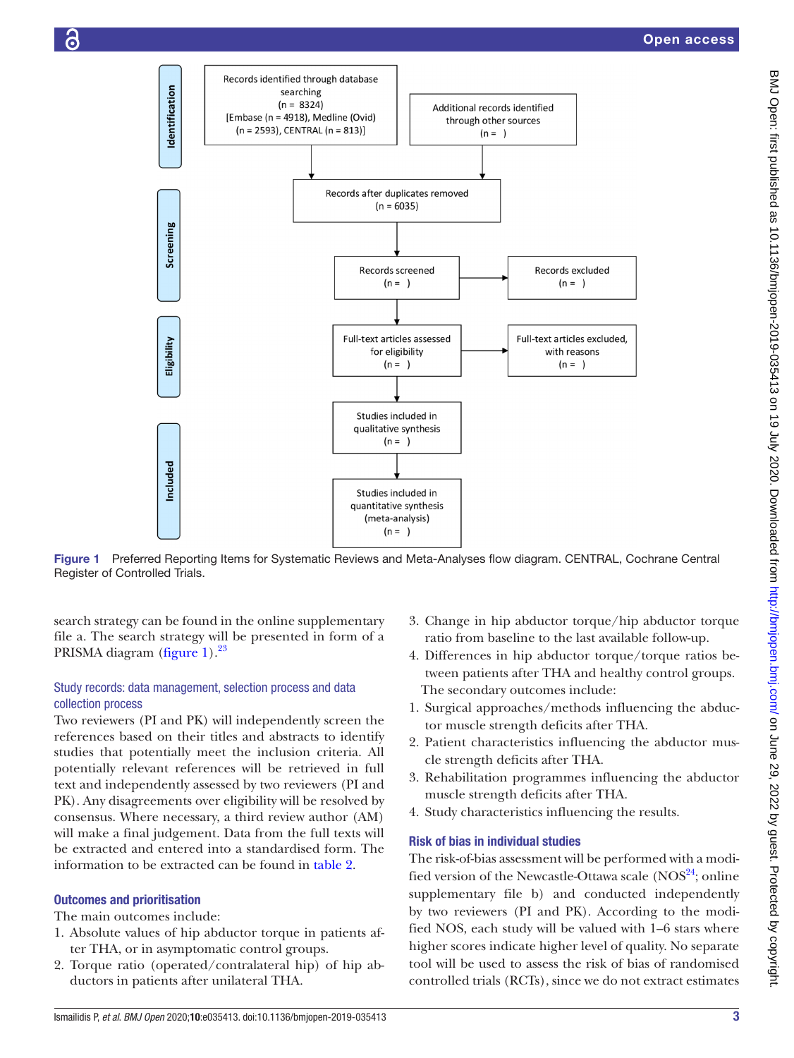Identification

Records identified through database searching (n = 8324) [Embase (n = 4918), Medline (Ovid) (n = 2593), CENTRAL (n = 813)]

Additional records identified through other sources (n = )

Screening

Records after duplicates removed (n = 6035)

Records screened (n = )

Records excluded (n = )

Eligibility

Full-text articles assessed for eligibility (n = )

Full-text articles excluded, with reasons (n = )

Included

Studies included in qualitative synthesis (n = )

Studies included in quantitative synthesis (meta-analysis) (n = )

**Figure 1** Preferred Reporting Items for Systematic Reviews and Meta-Analyses flow diagram. CENTRAL, Cochrane Central Register of Controlled Trials.

search strategy can be found in the online supplementary file a. The search strategy will be presented in form of a PRISMA diagram (figure 1).[23]

## Study records: data management, selection process and data collection process

Two reviewers (PI and PK) will independently screen the references based on their titles and abstracts to identify studies that potentially meet the inclusion criteria. All potentially relevant references will be retrieved in full text and independently assessed by two reviewers (PI and PK). Any disagreements over eligibility will be resolved by consensus. Where necessary, a third review author (AM) will make a final judgement. Data from the full texts will be extracted and entered into a standardised form. The information to be extracted can be found in table 2.

## Outcomes and prioritisation

The main outcomes include:

1. Absolute values of hip abductor torque in patients after THA, or in asymptomatic control groups.
2. Torque ratio (operated/contralateral hip) of hip abductors in patients after unilateral THA.
3. Change in hip abductor torque/hip abductor torque ratio from baseline to the last available follow-up.
4. Differences in hip abductor torque/torque ratios between patients after THA and healthy control groups.

The secondary outcomes include:

1. Surgical approaches/methods influencing the abductor muscle strength deficits after THA.
2. Patient characteristics influencing the abductor muscle strength deficits after THA.
3. Rehabilitation programmes influencing the abductor muscle strength deficits after THA.
4. Study characteristics influencing the results.

## Risk of bias in individual studies

The risk-of-bias assessment will be performed with a modified version of the Newcastle-Ottawa scale (NOS[24]; online supplementary file b) and conducted independently by two reviewers (PI and PK). According to the modified NOS, each study will be valued with 1–6 stars where higher scores indicate higher level of quality. No separate tool will be used to assess the risk of bias of randomised controlled trials (RCTs), since we do not extract estimates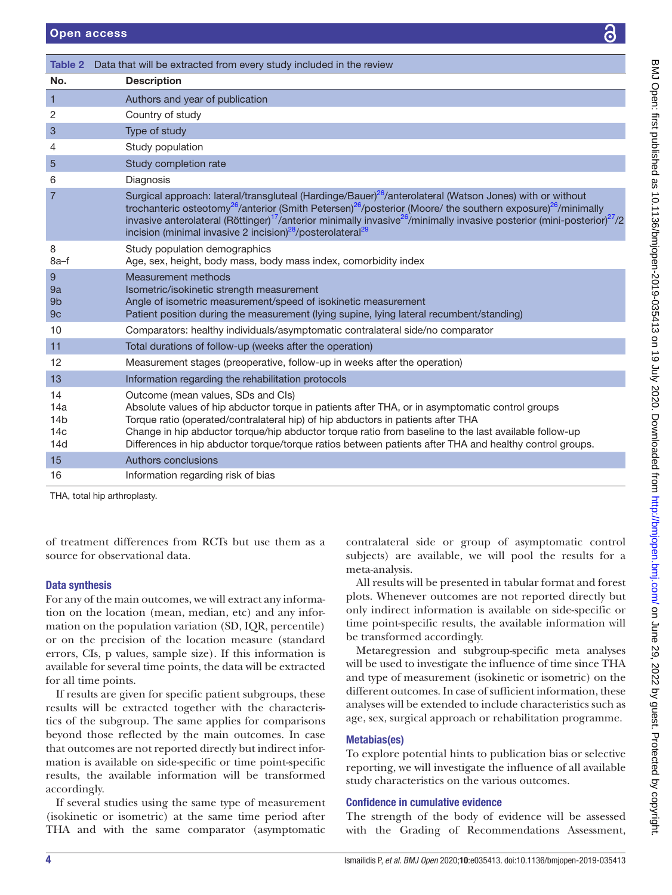Table 2 Data that will be extracted from every study included in the review

| No. | Description |
|---|---|
| 1 | Authors and year of publication |
| 2 | Country of study |
| 3 | Type of study |
| 4 | Study population |
| 5 | Study completion rate |
| 6 | Diagnosis |
| 7 | Surgical approach: lateral/transgluteal (Hardinge/Bauer)[26]/anterolateral (Watson Jones) with or without trochanteric osteotomy[26]/anterior (Smith Petersen)[26]/posterior (Moore/ the southern exposure)[26]/minimally invasive anterolateral (Röttinger)[17]/anterior minimally invasive[26]/minimally invasive posterior (mini-posterior)[27]/2 incision (minimal invasive 2 incision)[28]/posterolateral[29] |
| 8<br>8a–f | Study population demographics<br>Age, sex, height, body mass, body mass index, comorbidity index |
| 9<br>9a<br>9b<br>9c | Measurement methods<br>Isometric/isokinetic strength measurement<br>Angle of isometric measurement/speed of isokinetic measurement<br>Patient position during the measurement (lying supine, lying lateral recumbent/standing) |
| 10 | Comparators: healthy individuals/asymptomatic contralateral side/no comparator |
| 11 | Total durations of follow-up (weeks after the operation) |
| 12 | Measurement stages (preoperative, follow-up in weeks after the operation) |
| 13 | Information regarding the rehabilitation protocols |
| 14<br>14a<br>14b<br>14c<br>14d | Outcome (mean values, SDs and CIs)<br>Absolute values of hip abductor torque in patients after THA, or in asymptomatic control groups<br>Torque ratio (operated/contralateral hip) of hip abductors in patients after THA<br>Change in hip abductor torque/hip abductor torque ratio from baseline to the last available follow-up<br>Differences in hip abductor torque/torque ratios between patients after THA and healthy control groups. |
| 15 | Authors conclusions |
| 16 | Information regarding risk of bias |

THA, total hip arthroplasty.

of treatment differences from RCTs but use them as a source for observational data.

### Data synthesis

For any of the main outcomes, we will extract any information on the location (mean, median, etc) and any information on the population variation (SD, IQR, percentile) or on the precision of the location measure (standard errors, CIs, p values, sample size). If this information is available for several time points, the data will be extracted for all time points.

If results are given for specific patient subgroups, these results will be extracted together with the characteristics of the subgroup. The same applies for comparisons beyond those reflected by the main outcomes. In case that outcomes are not reported directly but indirect information is available on side-specific or time point-specific results, the available information will be transformed accordingly.

If several studies using the same type of measurement (isokinetic or isometric) at the same time period after THA and with the same comparator (asymptomatic contralateral side or group of asymptomatic control subjects) are available, we will pool the results for a meta-analysis.

All results will be presented in tabular format and forest plots. Whenever outcomes are not reported directly but only indirect information is available on side-specific or time point-specific results, the available information will be transformed accordingly.

Metaregression and subgroup-specific meta analyses will be used to investigate the influence of time since THA and type of measurement (isokinetic or isometric) on the different outcomes. In case of sufficient information, these analyses will be extended to include characteristics such as age, sex, surgical approach or rehabilitation programme.

### Metabias(es)

To explore potential hints to publication bias or selective reporting, we will investigate the influence of all available study characteristics on the various outcomes.

### Confidence in cumulative evidence

The strength of the body of evidence will be assessed with the Grading of Recommendations Assessment,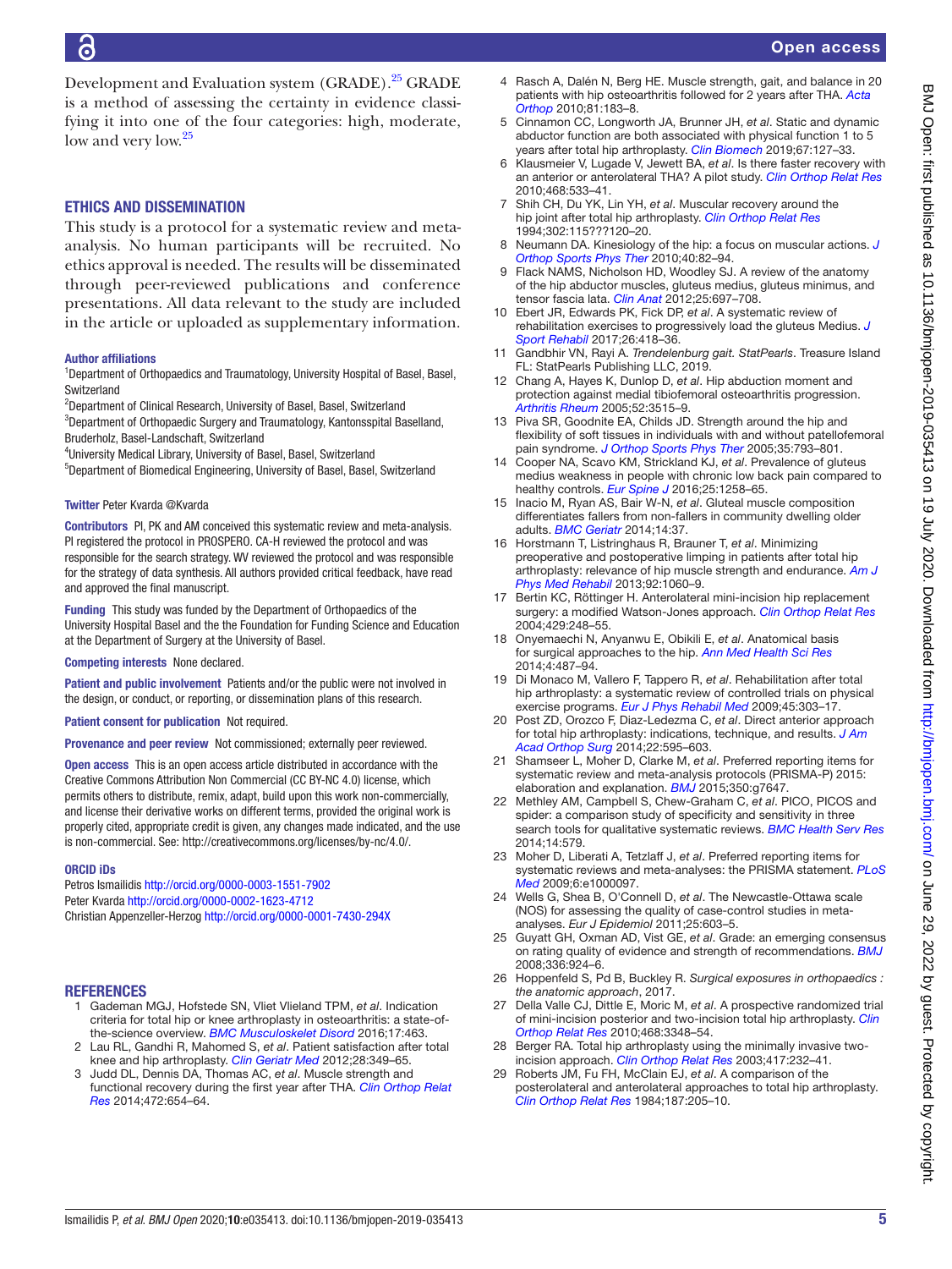Development and Evaluation system (GRADE).[25] GRADE is a method of assessing the certainty in evidence classifying it into one of the four categories: high, moderate, low and very low.[25]

## ETHICS AND DISSEMINATION

This study is a protocol for a systematic review and meta-analysis. No human participants will be recruited. No ethics approval is needed. The results will be disseminated through peer-reviewed publications and conference presentations. All data relevant to the study are included in the article or uploaded as supplementary information.

**Author affiliations**

[1]Department of Orthopaedics and Traumatology, University Hospital of Basel, Basel, Switzerland
[2]Department of Clinical Research, University of Basel, Basel, Switzerland
[3]Department of Orthopaedic Surgery and Traumatology, Kantonsspital Baselland, Bruderholz, Basel-Landschaft, Switzerland
[4]University Medical Library, University of Basel, Basel, Switzerland
[5]Department of Biomedical Engineering, University of Basel, Basel, Switzerland

**Twitter** Peter Kvarda @Kvarda

**Contributors** PI, PK and AM conceived this systematic review and meta-analysis. PI registered the protocol in PROSPERO. CA-H reviewed the protocol and was responsible for the search strategy. WV reviewed the protocol and was responsible for the strategy of data synthesis. All authors provided critical feedback, have read and approved the final manuscript.

**Funding** This study was funded by the Department of Orthopaedics of the University Hospital Basel and the the Foundation for Funding Science and Education at the Department of Surgery at the University of Basel.

**Competing interests** None declared.

**Patient and public involvement** Patients and/or the public were not involved in the design, or conduct, or reporting, or dissemination plans of this research.

**Patient consent for publication** Not required.

**Provenance and peer review** Not commissioned; externally peer reviewed.

**Open access** This is an open access article distributed in accordance with the Creative Commons Attribution Non Commercial (CC BY-NC 4.0) license, which permits others to distribute, remix, adapt, build upon this work non-commercially, and license their derivative works on different terms, provided the original work is properly cited, appropriate credit is given, any changes made indicated, and the use is non-commercial. See: http://creativecommons.org/licenses/by-nc/4.0/.

**ORCID iDs**

Petros Ismailidis http://orcid.org/0000-0003-1551-7902
Peter Kvarda http://orcid.org/0000-0002-1623-4712
Christian Appenzeller-Herzog http://orcid.org/0000-0001-7430-294X

## REFERENCES

1. Gademan MGJ, Hofstede SN, Vliet Vlieland TPM, *et al*. Indication criteria for total hip or knee arthroplasty in osteoarthritis: a state-of-the-science overview. *BMC Musculoskelet Disord* 2016;17:463.
2. Lau RL, Gandhi R, Mahomed S, *et al*. Patient satisfaction after total knee and hip arthroplasty. *Clin Geriatr Med* 2012;28:349–65.
3. Judd DL, Dennis DA, Thomas AC, *et al*. Muscle strength and functional recovery during the first year after THA. *Clin Orthop Relat Res* 2014;472:654–64.
4. Rasch A, Dalén N, Berg HE. Muscle strength, gait, and balance in 20 patients with hip osteoarthritis followed for 2 years after THA. *Acta Orthop* 2010;81:183–8.
5. Cinnamon CC, Longworth JA, Brunner JH, *et al*. Static and dynamic abductor function are both associated with physical function 1 to 5 years after total hip arthroplasty. *Clin Biomech* 2019;67:127–33.
6. Klausmeier V, Lugade V, Jewett BA, *et al*. Is there faster recovery with an anterior or anterolateral THA? A pilot study. *Clin Orthop Relat Res* 2010;468:533–41.
7. Shih CH, Du YK, Lin YH, *et al*. Muscular recovery around the hip joint after total hip arthroplasty. *Clin Orthop Relat Res* 1994;302:115???120–20.
8. Neumann DA. Kinesiology of the hip: a focus on muscular actions. *J Orthop Sports Phys Ther* 2010;40:82–94.
9. Flack NAMS, Nicholson HD, Woodley SJ. A review of the anatomy of the hip abductor muscles, gluteus medius, gluteus minimus, and tensor fascia lata. *Clin Anat* 2012;25:697–708.
10. Ebert JR, Edwards PK, Fick DP, *et al*. A systematic review of rehabilitation exercises to progressively load the gluteus Medius. *J Sport Rehabil* 2017;26:418–36.
11. Gandbhir VN, Rayi A. *Trendelenburg gait. StatPearls*. Treasure Island FL: StatPearls Publishing LLC, 2019.
12. Chang A, Hayes K, Dunlop D, *et al*. Hip abduction moment and protection against medial tibiofemoral osteoarthritis progression. *Arthritis Rheum* 2005;52:3515–9.
13. Piva SR, Goodnite EA, Childs JD. Strength around the hip and flexibility of soft tissues in individuals with and without patellofemoral pain syndrome. *J Orthop Sports Phys Ther* 2005;35:793–801.
14. Cooper NA, Scavo KM, Strickland KJ, *et al*. Prevalence of gluteus medius weakness in people with chronic low back pain compared to healthy controls. *Eur Spine J* 2016;25:1258–65.
15. Inacio M, Ryan AS, Bair W-N, *et al*. Gluteal muscle composition differentiates fallers from non-fallers in community dwelling older adults. *BMC Geriatr* 2014;14:37.
16. Horstmann T, Listringhaus R, Brauner T, *et al*. Minimizing preoperative and postoperative limping in patients after total hip arthroplasty: relevance of hip muscle strength and endurance. *Am J Phys Med Rehabil* 2013;92:1060–9.
17. Bertin KC, Röttinger H. Anterolateral mini-incision hip replacement surgery: a modified Watson-Jones approach. *Clin Orthop Relat Res* 2004;429:248–55.
18. Onyemaechi N, Anyanwu E, Obikili E, *et al*. Anatomical basis for surgical approaches to the hip. *Ann Med Health Sci Res* 2014;4:487–94.
19. Di Monaco M, Vallero F, Tappero R, *et al*. Rehabilitation after total hip arthroplasty: a systematic review of controlled trials on physical exercise programs. *Eur J Phys Rehabil Med* 2009;45:303–17.
20. Post ZD, Orozco F, Diaz-Ledezma C, *et al*. Direct anterior approach for total hip arthroplasty: indications, technique, and results. *J Am Acad Orthop Surg* 2014;22:595–603.
21. Shamseer L, Moher D, Clarke M, *et al*. Preferred reporting items for systematic review and meta-analysis protocols (PRISMA-P) 2015: elaboration and explanation. *BMJ* 2015;350:g7647.
22. Methley AM, Campbell S, Chew-Graham C, *et al*. PICO, PICOS and spider: a comparison study of specificity and sensitivity in three search tools for qualitative systematic reviews. *BMC Health Serv Res* 2014;14:579.
23. Moher D, Liberati A, Tetzlaff J, *et al*. Preferred reporting items for systematic reviews and meta-analyses: the PRISMA statement. *PLoS Med* 2009;6:e1000097.
24. Wells G, Shea B, O'Connell D, *et al*. The Newcastle-Ottawa scale (NOS) for assessing the quality of case-control studies in meta-analyses. *Eur J Epidemiol* 2011;25:603–5.
25. Guyatt GH, Oxman AD, Vist GE, *et al*. Grade: an emerging consensus on rating quality of evidence and strength of recommendations. *BMJ* 2008;336:924–6.
26. Hoppenfeld S, Pd B, Buckley R. *Surgical exposures in orthopaedics : the anatomic approach*, 2017.
27. Della Valle CJ, Dittle E, Moric M, *et al*. A prospective randomized trial of mini-incision posterior and two-incision total hip arthroplasty. *Clin Orthop Relat Res* 2010;468:3348–54.
28. Berger RA. Total hip arthroplasty using the minimally invasive two-incision approach. *Clin Orthop Relat Res* 2003;417:232–41.
29. Roberts JM, Fu FH, McClain EJ, *et al*. A comparison of the posterolateral and anterolateral approaches to total hip arthroplasty. *Clin Orthop Relat Res* 1984;187:205–10.